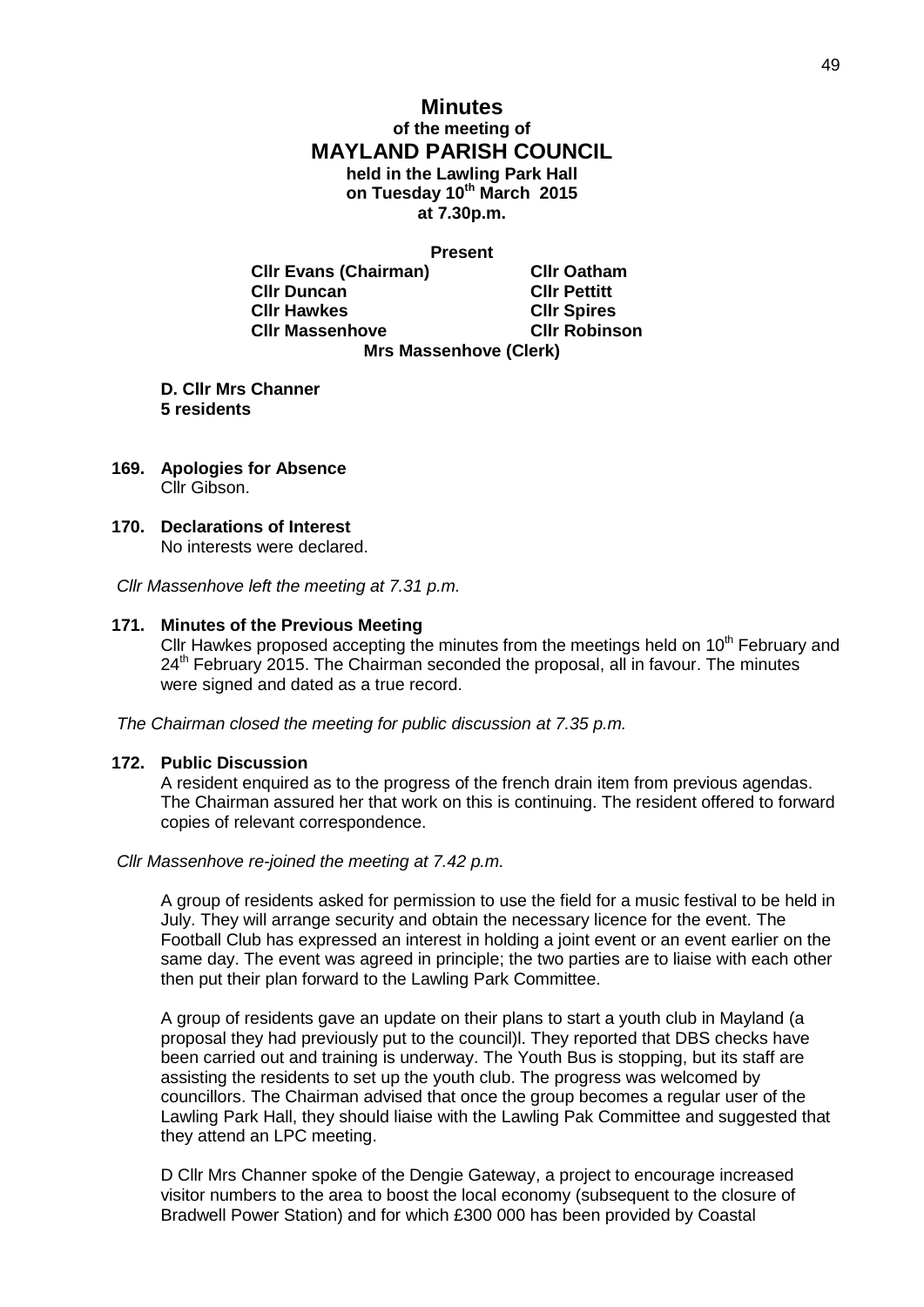# Minutes

**of the meeting of**

## MAYLAND PARISH COUNCIL

**held in the Lawling Park Hall**
**on Tuesday 10th March 2015**
**at 7.30p.m.**

**Present**

| | |
|---|---|
| **Cllr Evans (Chairman)** | **Cllr Oatham** |
| **Cllr Duncan** | **Cllr Pettitt** |
| **Cllr Hawkes** | **Cllr Spires** |
| **Cllr Massenhove** | **Cllr Robinson** |

**Mrs Massenhove (Clerk)**

**D. Cllr Mrs Channer**
**5 residents**

**169. Apologies for Absence**
Cllr Gibson.

**170. Declarations of Interest**
No interests were declared.

*Cllr Massenhove left the meeting at 7.31 p.m.*

**171. Minutes of the Previous Meeting**
Cllr Hawkes proposed accepting the minutes from the meetings held on 10th February and 24th February 2015. The Chairman seconded the proposal, all in favour. The minutes were signed and dated as a true record.

*The Chairman closed the meeting for public discussion at 7.35 p.m.*

**172. Public Discussion**
A resident enquired as to the progress of the french drain item from previous agendas. The Chairman assured her that work on this is continuing. The resident offered to forward copies of relevant correspondence.

*Cllr Massenhove re-joined the meeting at 7.42 p.m.*

A group of residents asked for permission to use the field for a music festival to be held in July. They will arrange security and obtain the necessary licence for the event. The Football Club has expressed an interest in holding a joint event or an event earlier on the same day. The event was agreed in principle; the two parties are to liaise with each other then put their plan forward to the Lawling Park Committee.

A group of residents gave an update on their plans to start a youth club in Mayland (a proposal they had previously put to the council)l. They reported that DBS checks have been carried out and training is underway. The Youth Bus is stopping, but its staff are assisting the residents to set up the youth club. The progress was welcomed by councillors. The Chairman advised that once the group becomes a regular user of the Lawling Park Hall, they should liaise with the Lawling Pak Committee and suggested that they attend an LPC meeting.

D Cllr Mrs Channer spoke of the Dengie Gateway, a project to encourage increased visitor numbers to the area to boost the local economy (subsequent to the closure of Bradwell Power Station) and for which £300 000 has been provided by Coastal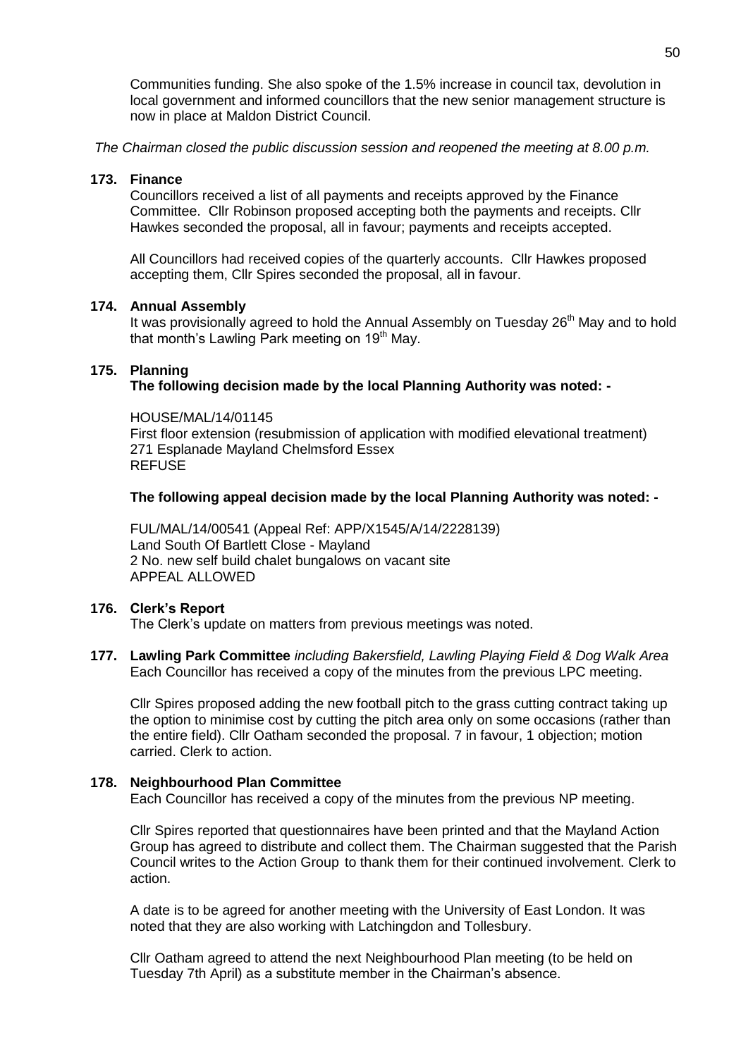Communities funding. She also spoke of the 1.5% increase in council tax, devolution in local government and informed councillors that the new senior management structure is now in place at Maldon District Council.

*The Chairman closed the public discussion session and reopened the meeting at 8.00 p.m.*

**173. Finance**

Councillors received a list of all payments and receipts approved by the Finance Committee. Cllr Robinson proposed accepting both the payments and receipts. Cllr Hawkes seconded the proposal, all in favour; payments and receipts accepted.

All Councillors had received copies of the quarterly accounts. Cllr Hawkes proposed accepting them, Cllr Spires seconded the proposal, all in favour.

**174. Annual Assembly**

It was provisionally agreed to hold the Annual Assembly on Tuesday 26th May and to hold that month's Lawling Park meeting on 19th May.

**175. Planning**

**The following decision made by the local Planning Authority was noted: -**

HOUSE/MAL/14/01145
First floor extension (resubmission of application with modified elevational treatment)
271 Esplanade Mayland Chelmsford Essex
REFUSE

**The following appeal decision made by the local Planning Authority was noted: -**

FUL/MAL/14/00541 (Appeal Ref: APP/X1545/A/14/2228139)
Land South Of Bartlett Close - Mayland
2 No. new self build chalet bungalows on vacant site
APPEAL ALLOWED

**176. Clerk's Report**

The Clerk's update on matters from previous meetings was noted.

**177. Lawling Park Committee** *including Bakersfield, Lawling Playing Field & Dog Walk Area*

Each Councillor has received a copy of the minutes from the previous LPC meeting.

Cllr Spires proposed adding the new football pitch to the grass cutting contract taking up the option to minimise cost by cutting the pitch area only on some occasions (rather than the entire field). Cllr Oatham seconded the proposal. 7 in favour, 1 objection; motion carried. Clerk to action.

**178. Neighbourhood Plan Committee**

Each Councillor has received a copy of the minutes from the previous NP meeting.

Cllr Spires reported that questionnaires have been printed and that the Mayland Action Group has agreed to distribute and collect them. The Chairman suggested that the Parish Council writes to the Action Group to thank them for their continued involvement. Clerk to action.

A date is to be agreed for another meeting with the University of East London. It was noted that they are also working with Latchingdon and Tollesbury.

Cllr Oatham agreed to attend the next Neighbourhood Plan meeting (to be held on Tuesday 7th April) as a substitute member in the Chairman's absence.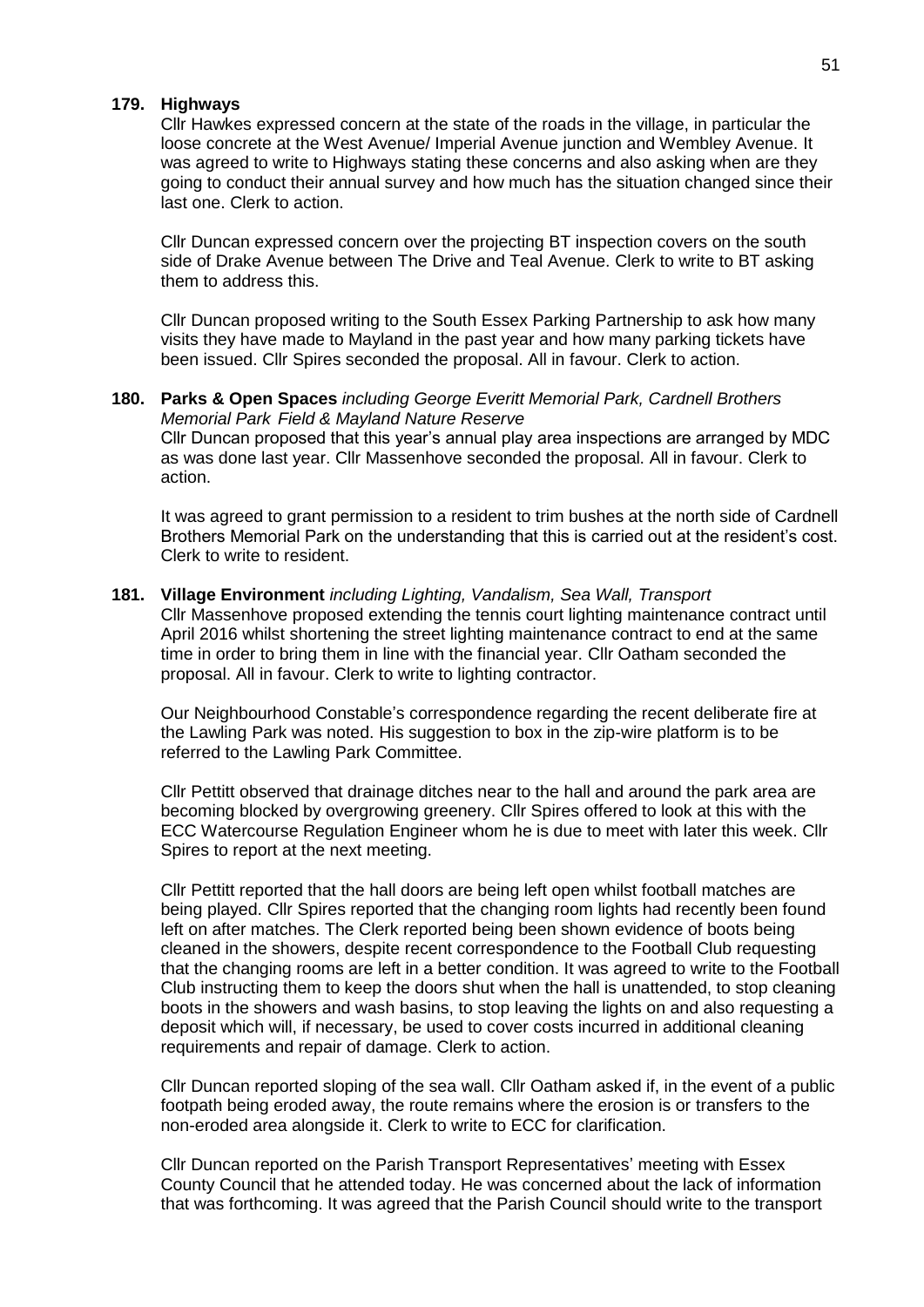**179. Highways**

Cllr Hawkes expressed concern at the state of the roads in the village, in particular the loose concrete at the West Avenue/ Imperial Avenue junction and Wembley Avenue. It was agreed to write to Highways stating these concerns and also asking when are they going to conduct their annual survey and how much has the situation changed since their last one. Clerk to action.

Cllr Duncan expressed concern over the projecting BT inspection covers on the south side of Drake Avenue between The Drive and Teal Avenue. Clerk to write to BT asking them to address this.

Cllr Duncan proposed writing to the South Essex Parking Partnership to ask how many visits they have made to Mayland in the past year and how many parking tickets have been issued. Cllr Spires seconded the proposal. All in favour. Clerk to action.

**180. Parks & Open Spaces** *including George Everitt Memorial Park, Cardnell Brothers Memorial Park Field & Mayland Nature Reserve*

Cllr Duncan proposed that this year's annual play area inspections are arranged by MDC as was done last year. Cllr Massenhove seconded the proposal. All in favour. Clerk to action.

It was agreed to grant permission to a resident to trim bushes at the north side of Cardnell Brothers Memorial Park on the understanding that this is carried out at the resident's cost. Clerk to write to resident.

**181. Village Environment** *including Lighting, Vandalism, Sea Wall, Transport*

Cllr Massenhove proposed extending the tennis court lighting maintenance contract until April 2016 whilst shortening the street lighting maintenance contract to end at the same time in order to bring them in line with the financial year. Cllr Oatham seconded the proposal. All in favour. Clerk to write to lighting contractor.

Our Neighbourhood Constable's correspondence regarding the recent deliberate fire at the Lawling Park was noted. His suggestion to box in the zip-wire platform is to be referred to the Lawling Park Committee.

Cllr Pettitt observed that drainage ditches near to the hall and around the park area are becoming blocked by overgrowing greenery. Cllr Spires offered to look at this with the ECC Watercourse Regulation Engineer whom he is due to meet with later this week. Cllr Spires to report at the next meeting.

Cllr Pettitt reported that the hall doors are being left open whilst football matches are being played. Cllr Spires reported that the changing room lights had recently been found left on after matches. The Clerk reported being been shown evidence of boots being cleaned in the showers, despite recent correspondence to the Football Club requesting that the changing rooms are left in a better condition. It was agreed to write to the Football Club instructing them to keep the doors shut when the hall is unattended, to stop cleaning boots in the showers and wash basins, to stop leaving the lights on and also requesting a deposit which will, if necessary, be used to cover costs incurred in additional cleaning requirements and repair of damage. Clerk to action.

Cllr Duncan reported sloping of the sea wall. Cllr Oatham asked if, in the event of a public footpath being eroded away, the route remains where the erosion is or transfers to the non-eroded area alongside it. Clerk to write to ECC for clarification.

Cllr Duncan reported on the Parish Transport Representatives' meeting with Essex County Council that he attended today. He was concerned about the lack of information that was forthcoming. It was agreed that the Parish Council should write to the transport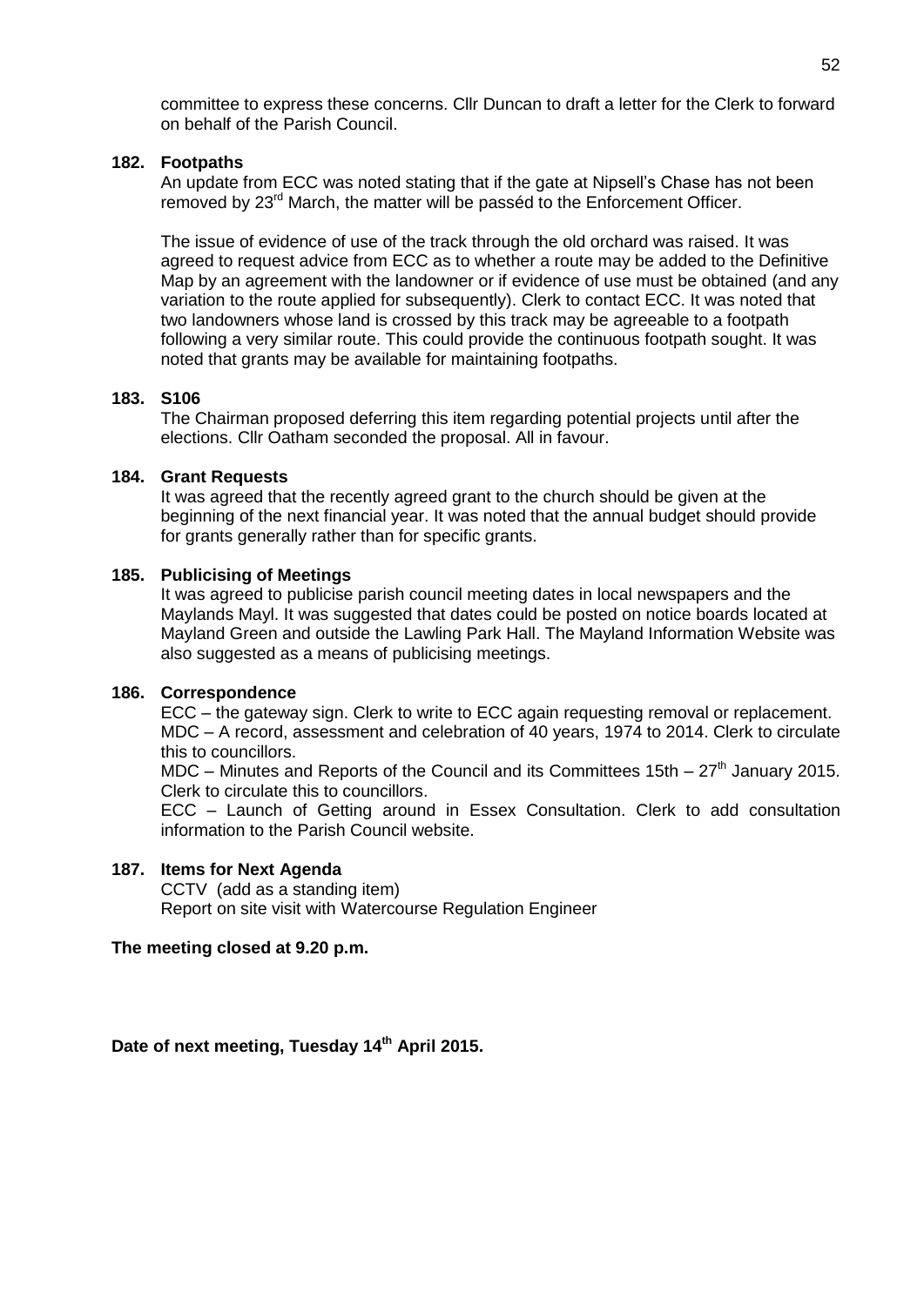committee to express these concerns. Cllr Duncan to draft a letter for the Clerk to forward on behalf of the Parish Council.

**182. Footpaths**

An update from ECC was noted stating that if the gate at Nipsell's Chase has not been removed by 23rd March, the matter will be passéd to the Enforcement Officer.

The issue of evidence of use of the track through the old orchard was raised. It was agreed to request advice from ECC as to whether a route may be added to the Definitive Map by an agreement with the landowner or if evidence of use must be obtained (and any variation to the route applied for subsequently). Clerk to contact ECC. It was noted that two landowners whose land is crossed by this track may be agreeable to a footpath following a very similar route. This could provide the continuous footpath sought. It was noted that grants may be available for maintaining footpaths.

**183. S106**

The Chairman proposed deferring this item regarding potential projects until after the elections. Cllr Oatham seconded the proposal. All in favour.

**184. Grant Requests**

It was agreed that the recently agreed grant to the church should be given at the beginning of the next financial year. It was noted that the annual budget should provide for grants generally rather than for specific grants.

**185. Publicising of Meetings**

It was agreed to publicise parish council meeting dates in local newspapers and the Maylands Mayl. It was suggested that dates could be posted on notice boards located at Mayland Green and outside the Lawling Park Hall. The Mayland Information Website was also suggested as a means of publicising meetings.

**186. Correspondence**

ECC – the gateway sign. Clerk to write to ECC again requesting removal or replacement.
MDC – A record, assessment and celebration of 40 years, 1974 to 2014. Clerk to circulate this to councillors.
MDC – Minutes and Reports of the Council and its Committees 15th – 27th January 2015. Clerk to circulate this to councillors.
ECC – Launch of Getting around in Essex Consultation. Clerk to add consultation information to the Parish Council website.

**187. Items for Next Agenda**

CCTV (add as a standing item)
Report on site visit with Watercourse Regulation Engineer

**The meeting closed at 9.20 p.m.**

**Date of next meeting, Tuesday 14th April 2015.**